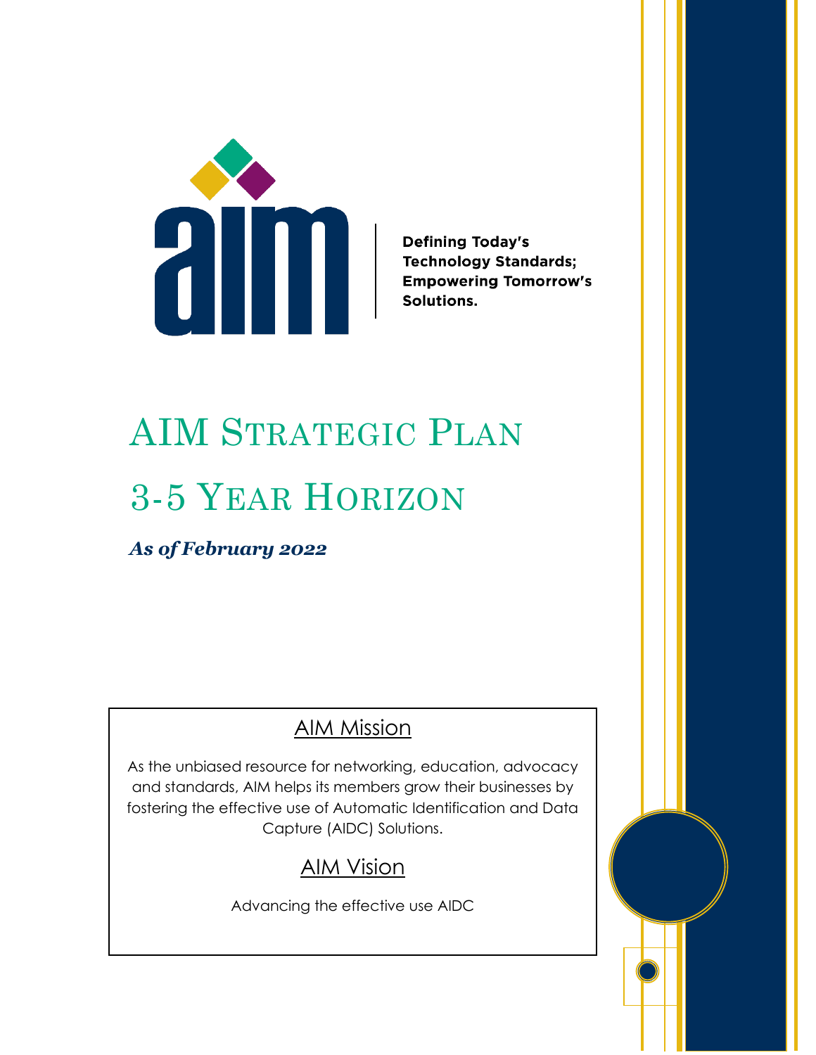**Defining Today's Technology Standards; Empowering Tomorrow's Solutions.**

# AIM Strategic Plan

# 3-5 Year Horizon

***As of February 2022***

## AIM Mission

As the unbiased resource for networking, education, advocacy and standards, AIM helps its members grow their businesses by fostering the effective use of Automatic Identification and Data Capture (AIDC) Solutions.

## AIM Vision

Advancing the effective use AIDC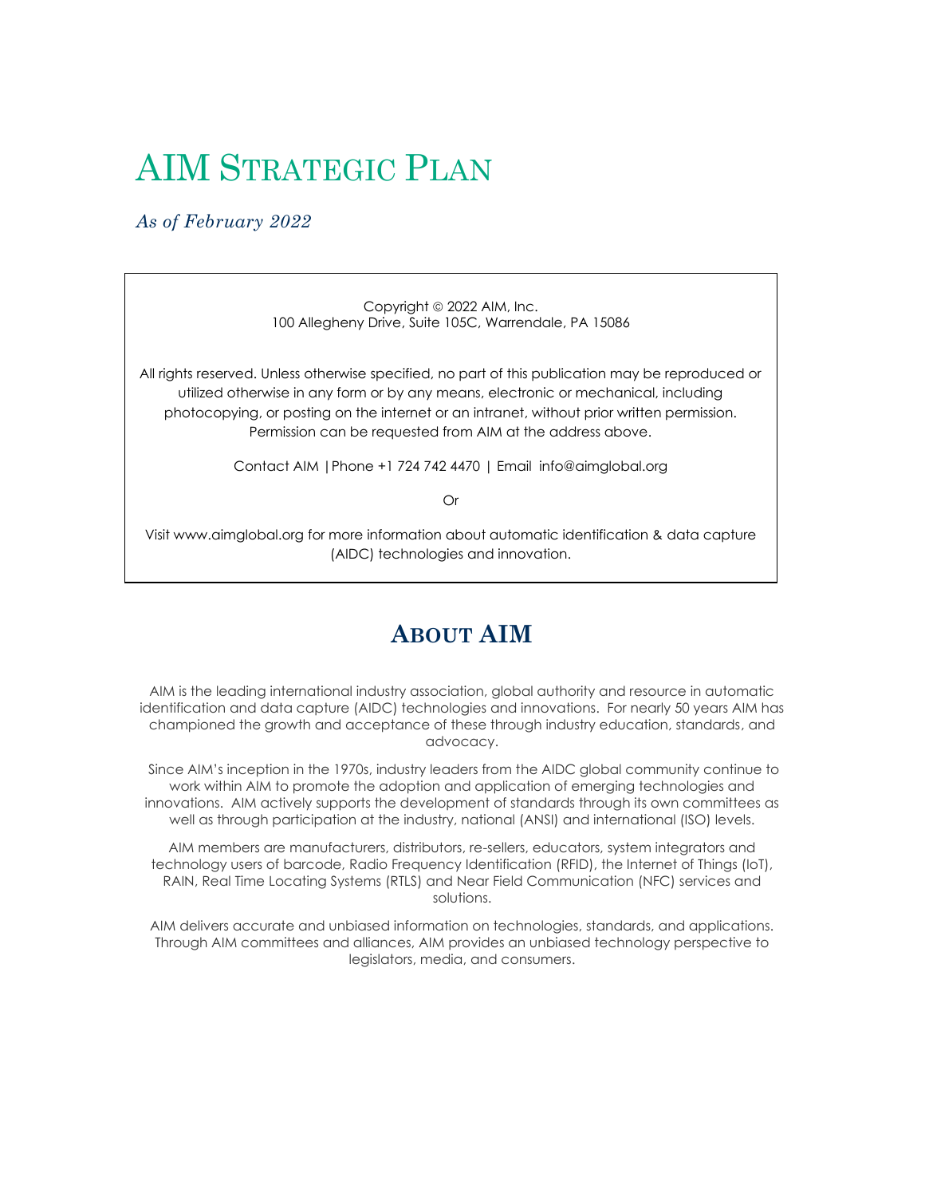# AIM Strategic Plan

*As of February 2022*

Copyright © 2022 AIM, Inc.
100 Allegheny Drive, Suite 105C, Warrendale, PA 15086

All rights reserved. Unless otherwise specified, no part of this publication may be reproduced or utilized otherwise in any form or by any means, electronic or mechanical, including photocopying, or posting on the internet or an intranet, without prior written permission. Permission can be requested from AIM at the address above.

Contact AIM | Phone +1 724 742 4470 | Email info@aimglobal.org

Or

Visit www.aimglobal.org for more information about automatic identification & data capture (AIDC) technologies and innovation.

## About AIM

AIM is the leading international industry association, global authority and resource in automatic identification and data capture (AIDC) technologies and innovations. For nearly 50 years AIM has championed the growth and acceptance of these through industry education, standards, and advocacy.

Since AIM's inception in the 1970s, industry leaders from the AIDC global community continue to work within AIM to promote the adoption and application of emerging technologies and innovations. AIM actively supports the development of standards through its own committees as well as through participation at the industry, national (ANSI) and international (ISO) levels.

AIM members are manufacturers, distributors, re-sellers, educators, system integrators and technology users of barcode, Radio Frequency Identification (RFID), the Internet of Things (IoT), RAIN, Real Time Locating Systems (RTLS) and Near Field Communication (NFC) services and solutions.

AIM delivers accurate and unbiased information on technologies, standards, and applications. Through AIM committees and alliances, AIM provides an unbiased technology perspective to legislators, media, and consumers.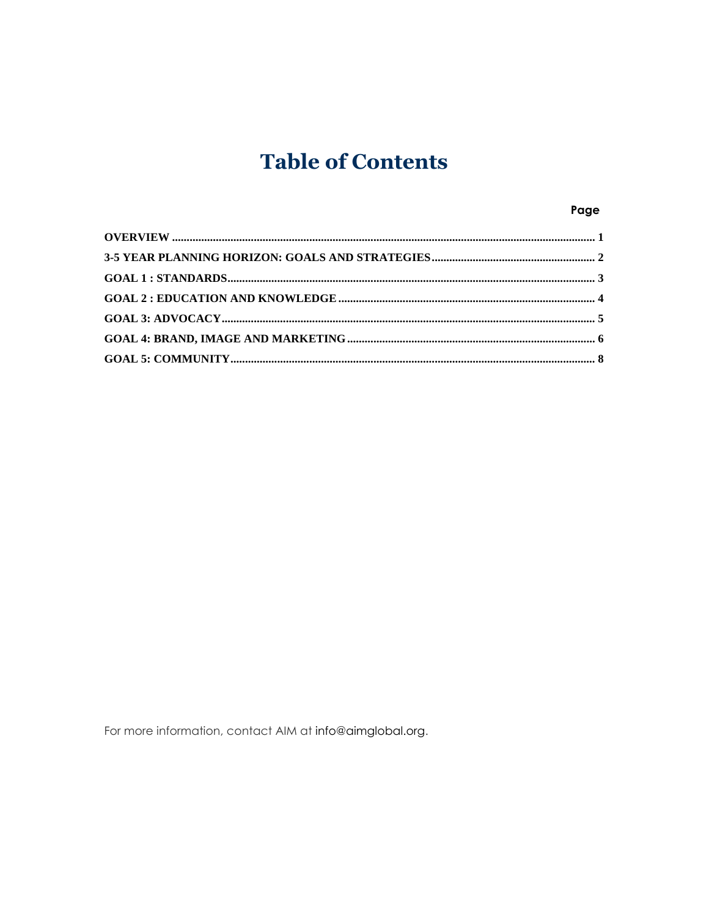# Table of Contents

| | Page |
|---|---|
| **OVERVIEW** | **1** |
| **3-5 YEAR PLANNING HORIZON: GOALS AND STRATEGIES** | **2** |
| **GOAL 1 : STANDARDS** | **3** |
| **GOAL 2 : EDUCATION AND KNOWLEDGE** | **4** |
| **GOAL 3: ADVOCACY** | **5** |
| **GOAL 4: BRAND, IMAGE AND MARKETING** | **6** |
| **GOAL 5: COMMUNITY** | **8** |

For more information, contact AIM at info@aimglobal.org.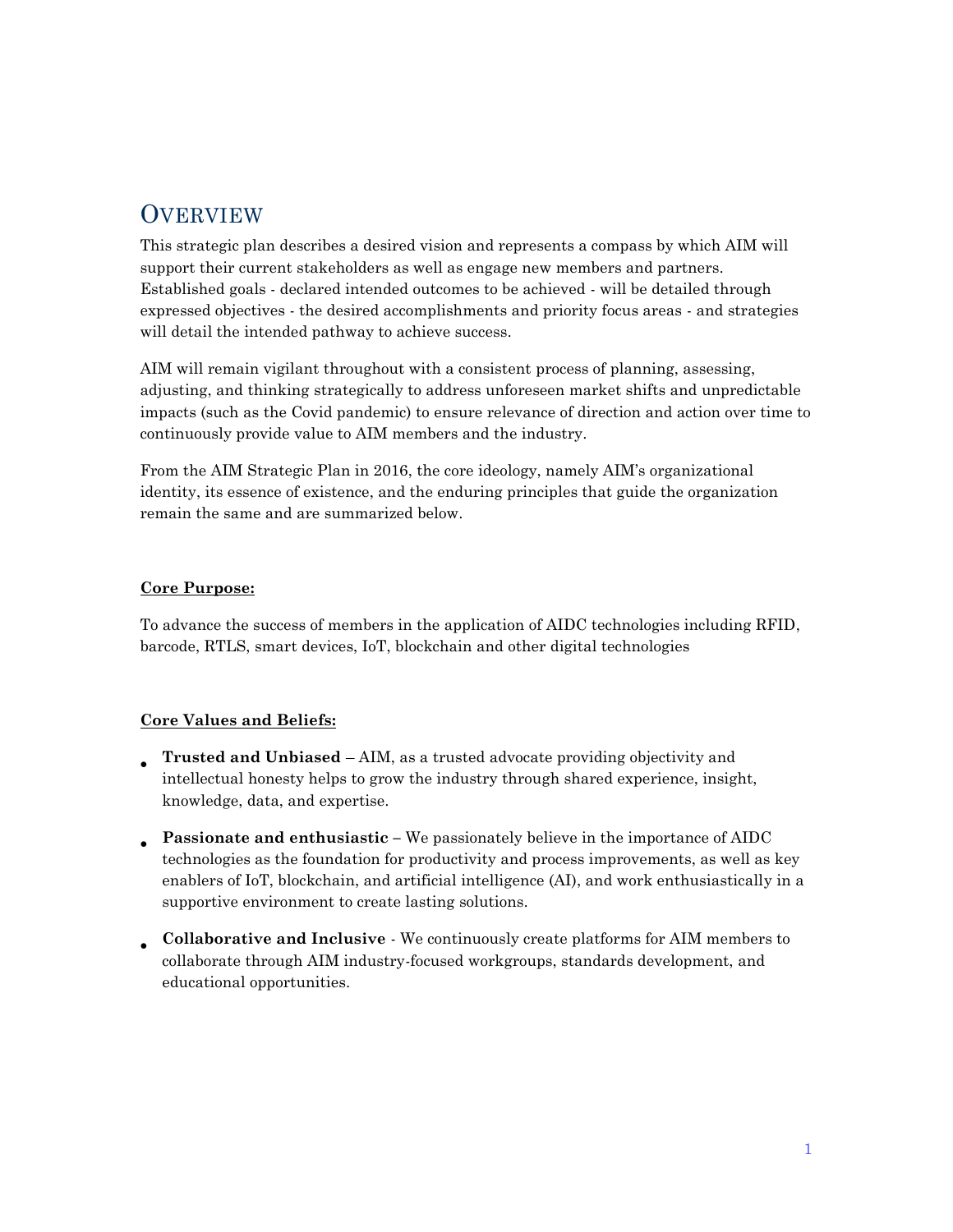# Overview

This strategic plan describes a desired vision and represents a compass by which AIM will support their current stakeholders as well as engage new members and partners. Established goals - declared intended outcomes to be achieved - will be detailed through expressed objectives - the desired accomplishments and priority focus areas - and strategies will detail the intended pathway to achieve success.

AIM will remain vigilant throughout with a consistent process of planning, assessing, adjusting, and thinking strategically to address unforeseen market shifts and unpredictable impacts (such as the Covid pandemic) to ensure relevance of direction and action over time to continuously provide value to AIM members and the industry.

From the AIM Strategic Plan in 2016, the core ideology, namely AIM's organizational identity, its essence of existence, and the enduring principles that guide the organization remain the same and are summarized below.

**Core Purpose:**

To advance the success of members in the application of AIDC technologies including RFID, barcode, RTLS, smart devices, IoT, blockchain and other digital technologies

**Core Values and Beliefs:**

- **Trusted and Unbiased** – AIM, as a trusted advocate providing objectivity and intellectual honesty helps to grow the industry through shared experience, insight, knowledge, data, and expertise.
- **Passionate and enthusiastic –** We passionately believe in the importance of AIDC technologies as the foundation for productivity and process improvements, as well as key enablers of IoT, blockchain, and artificial intelligence (AI), and work enthusiastically in a supportive environment to create lasting solutions.
- **Collaborative and Inclusive** - We continuously create platforms for AIM members to collaborate through AIM industry-focused workgroups, standards development, and educational opportunities.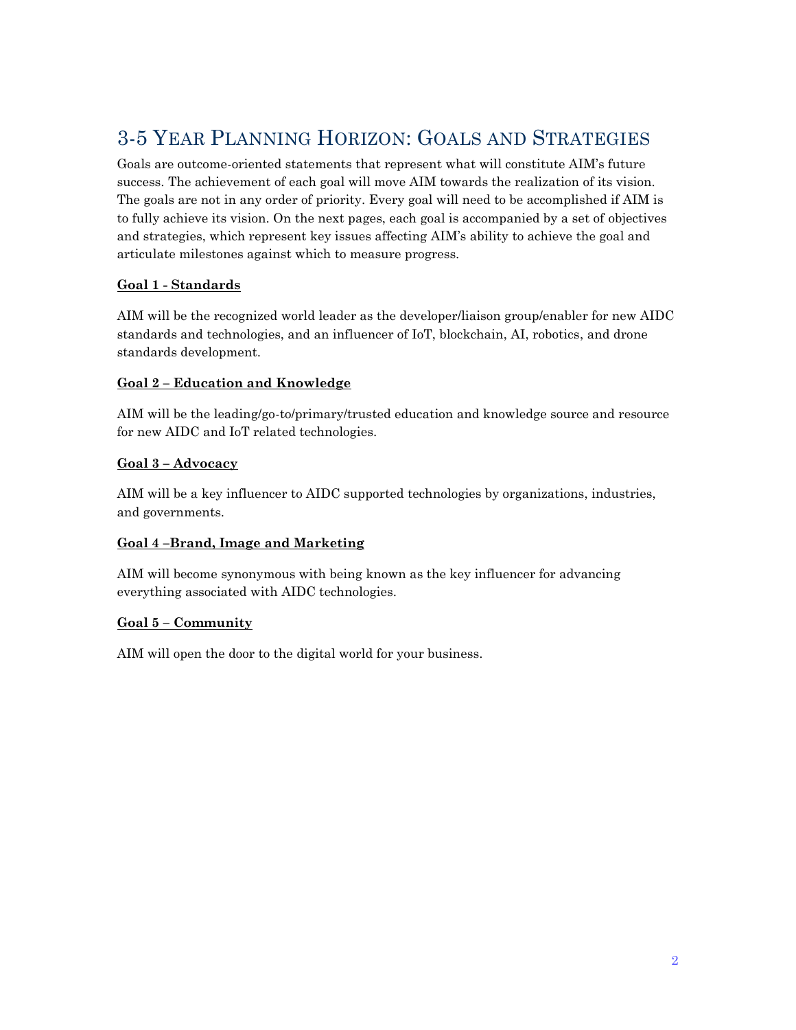## 3-5 Year Planning Horizon: Goals and Strategies

Goals are outcome-oriented statements that represent what will constitute AIM's future success. The achievement of each goal will move AIM towards the realization of its vision. The goals are not in any order of priority. Every goal will need to be accomplished if AIM is to fully achieve its vision. On the next pages, each goal is accompanied by a set of objectives and strategies, which represent key issues affecting AIM's ability to achieve the goal and articulate milestones against which to measure progress.

**Goal 1 - Standards**

AIM will be the recognized world leader as the developer/liaison group/enabler for new AIDC standards and technologies, and an influencer of IoT, blockchain, AI, robotics, and drone standards development.

**Goal 2 – Education and Knowledge**

AIM will be the leading/go-to/primary/trusted education and knowledge source and resource for new AIDC and IoT related technologies.

**Goal 3 – Advocacy**

AIM will be a key influencer to AIDC supported technologies by organizations, industries, and governments.

**Goal 4 –Brand, Image and Marketing**

AIM will become synonymous with being known as the key influencer for advancing everything associated with AIDC technologies.

**Goal 5 – Community**

AIM will open the door to the digital world for your business.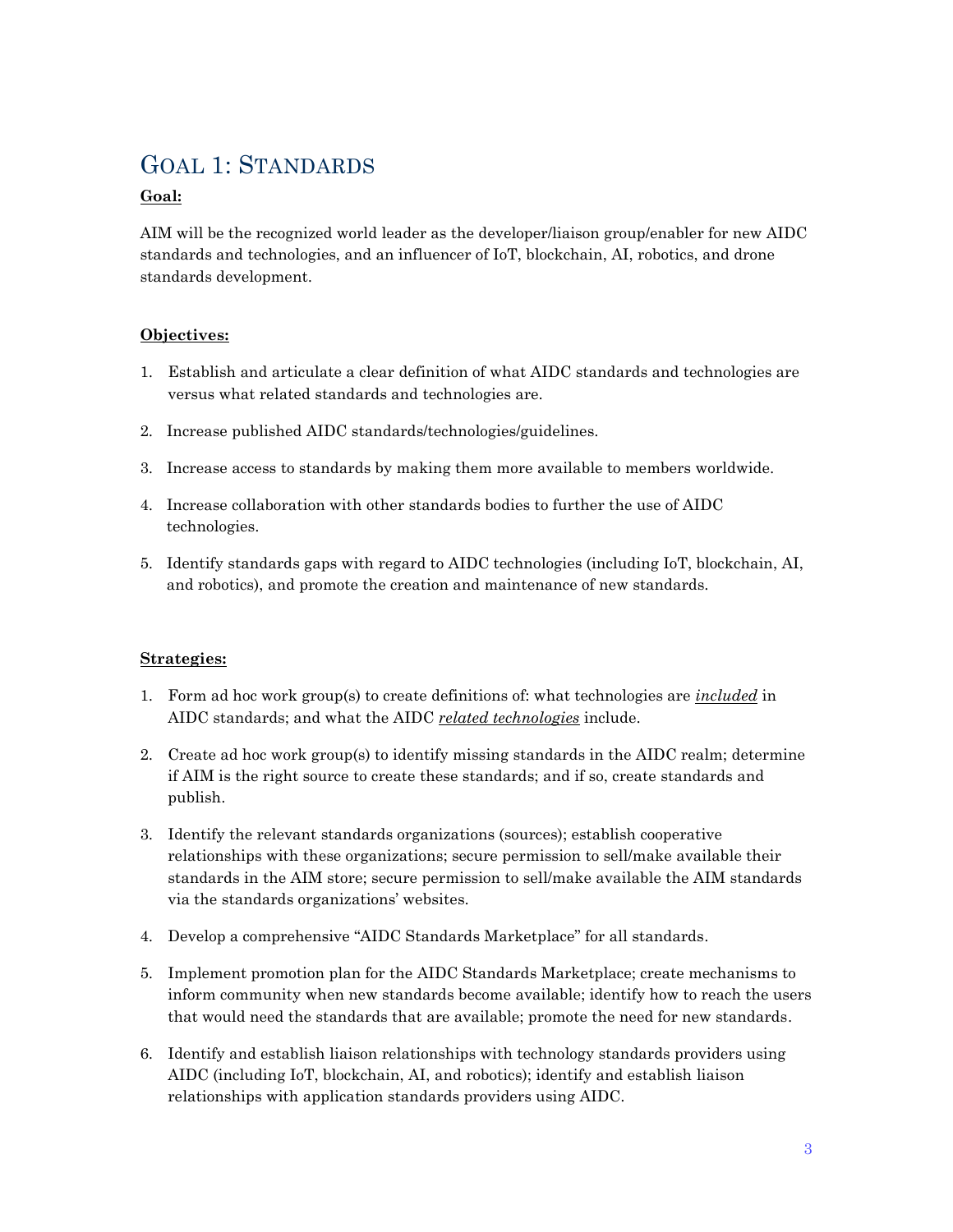# Goal 1: Standards

**Goal:**

AIM will be the recognized world leader as the developer/liaison group/enabler for new AIDC standards and technologies, and an influencer of IoT, blockchain, AI, robotics, and drone standards development.

**Objectives:**

1. Establish and articulate a clear definition of what AIDC standards and technologies are versus what related standards and technologies are.
2. Increase published AIDC standards/technologies/guidelines.
3. Increase access to standards by making them more available to members worldwide.
4. Increase collaboration with other standards bodies to further the use of AIDC technologies.
5. Identify standards gaps with regard to AIDC technologies (including IoT, blockchain, AI, and robotics), and promote the creation and maintenance of new standards.

**Strategies:**

1. Form ad hoc work group(s) to create definitions of: what technologies are ***included*** in AIDC standards; and what the AIDC ***related technologies*** include.
2. Create ad hoc work group(s) to identify missing standards in the AIDC realm; determine if AIM is the right source to create these standards; and if so, create standards and publish.
3. Identify the relevant standards organizations (sources); establish cooperative relationships with these organizations; secure permission to sell/make available their standards in the AIM store; secure permission to sell/make available the AIM standards via the standards organizations' websites.
4. Develop a comprehensive "AIDC Standards Marketplace" for all standards.
5. Implement promotion plan for the AIDC Standards Marketplace; create mechanisms to inform community when new standards become available; identify how to reach the users that would need the standards that are available; promote the need for new standards.
6. Identify and establish liaison relationships with technology standards providers using AIDC (including IoT, blockchain, AI, and robotics); identify and establish liaison relationships with application standards providers using AIDC.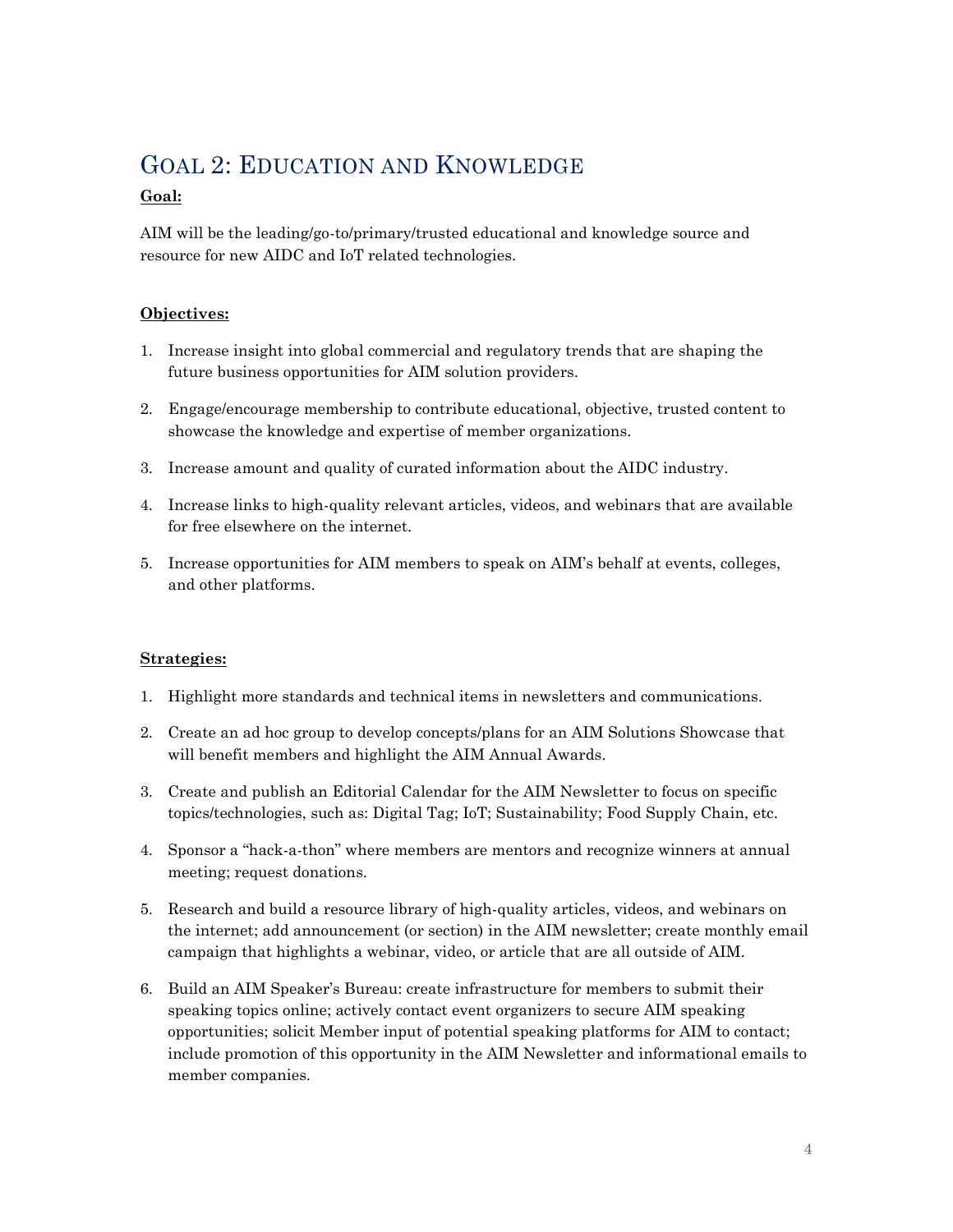## Goal 2: Education and Knowledge

**Goal:**

AIM will be the leading/go-to/primary/trusted educational and knowledge source and resource for new AIDC and IoT related technologies.

**Objectives:**

1. Increase insight into global commercial and regulatory trends that are shaping the future business opportunities for AIM solution providers.

2. Engage/encourage membership to contribute educational, objective, trusted content to showcase the knowledge and expertise of member organizations.

3. Increase amount and quality of curated information about the AIDC industry.

4. Increase links to high-quality relevant articles, videos, and webinars that are available for free elsewhere on the internet.

5. Increase opportunities for AIM members to speak on AIM's behalf at events, colleges, and other platforms.

**Strategies:**

1. Highlight more standards and technical items in newsletters and communications.

2. Create an ad hoc group to develop concepts/plans for an AIM Solutions Showcase that will benefit members and highlight the AIM Annual Awards.

3. Create and publish an Editorial Calendar for the AIM Newsletter to focus on specific topics/technologies, such as: Digital Tag; IoT; Sustainability; Food Supply Chain, etc.

4. Sponsor a "hack-a-thon" where members are mentors and recognize winners at annual meeting; request donations.

5. Research and build a resource library of high-quality articles, videos, and webinars on the internet; add announcement (or section) in the AIM newsletter; create monthly email campaign that highlights a webinar, video, or article that are all outside of AIM.

6. Build an AIM Speaker's Bureau: create infrastructure for members to submit their speaking topics online; actively contact event organizers to secure AIM speaking opportunities; solicit Member input of potential speaking platforms for AIM to contact; include promotion of this opportunity in the AIM Newsletter and informational emails to member companies.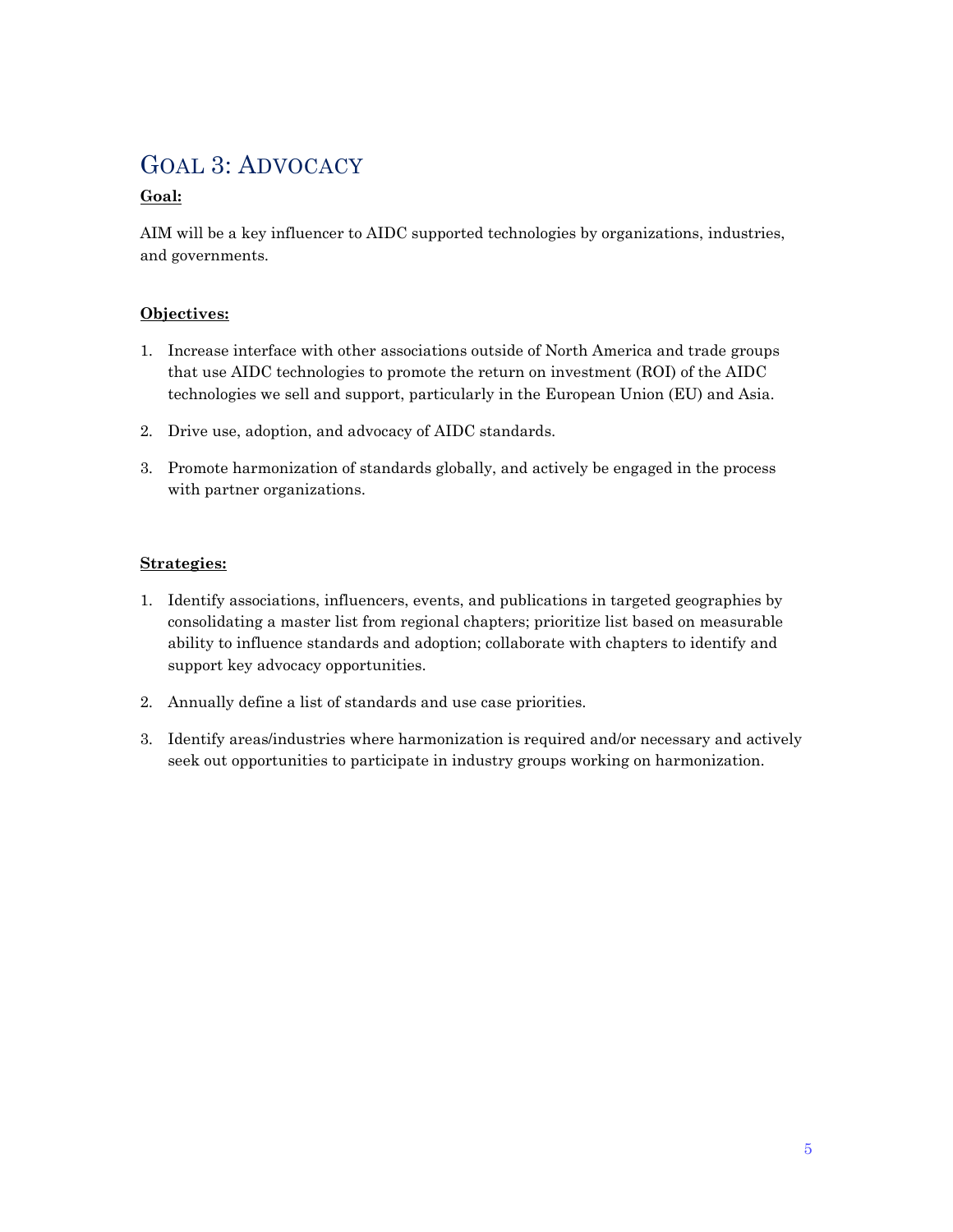## Goal 3: Advocacy

**Goal:**

AIM will be a key influencer to AIDC supported technologies by organizations, industries, and governments.

**Objectives:**

1. Increase interface with other associations outside of North America and trade groups that use AIDC technologies to promote the return on investment (ROI) of the AIDC technologies we sell and support, particularly in the European Union (EU) and Asia.
2. Drive use, adoption, and advocacy of AIDC standards.
3. Promote harmonization of standards globally, and actively be engaged in the process with partner organizations.

**Strategies:**

1. Identify associations, influencers, events, and publications in targeted geographies by consolidating a master list from regional chapters; prioritize list based on measurable ability to influence standards and adoption; collaborate with chapters to identify and support key advocacy opportunities.
2. Annually define a list of standards and use case priorities.
3. Identify areas/industries where harmonization is required and/or necessary and actively seek out opportunities to participate in industry groups working on harmonization.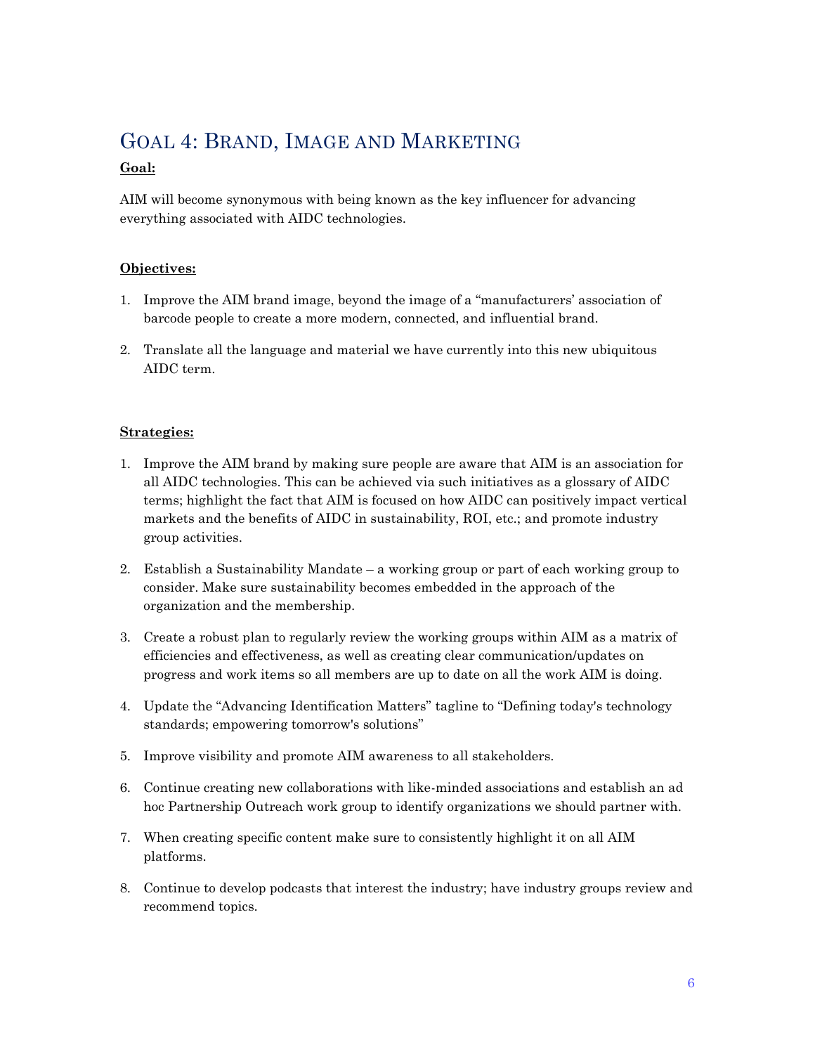## Goal 4: Brand, Image and Marketing

**Goal:**

AIM will become synonymous with being known as the key influencer for advancing everything associated with AIDC technologies.

**Objectives:**

1. Improve the AIM brand image, beyond the image of a "manufacturers' association of barcode people to create a more modern, connected, and influential brand.

2. Translate all the language and material we have currently into this new ubiquitous AIDC term.

**Strategies:**

1. Improve the AIM brand by making sure people are aware that AIM is an association for all AIDC technologies. This can be achieved via such initiatives as a glossary of AIDC terms; highlight the fact that AIM is focused on how AIDC can positively impact vertical markets and the benefits of AIDC in sustainability, ROI, etc.; and promote industry group activities.

2. Establish a Sustainability Mandate – a working group or part of each working group to consider. Make sure sustainability becomes embedded in the approach of the organization and the membership.

3. Create a robust plan to regularly review the working groups within AIM as a matrix of efficiencies and effectiveness, as well as creating clear communication/updates on progress and work items so all members are up to date on all the work AIM is doing.

4. Update the "Advancing Identification Matters" tagline to "Defining today's technology standards; empowering tomorrow's solutions"

5. Improve visibility and promote AIM awareness to all stakeholders.

6. Continue creating new collaborations with like-minded associations and establish an ad hoc Partnership Outreach work group to identify organizations we should partner with.

7. When creating specific content make sure to consistently highlight it on all AIM platforms.

8. Continue to develop podcasts that interest the industry; have industry groups review and recommend topics.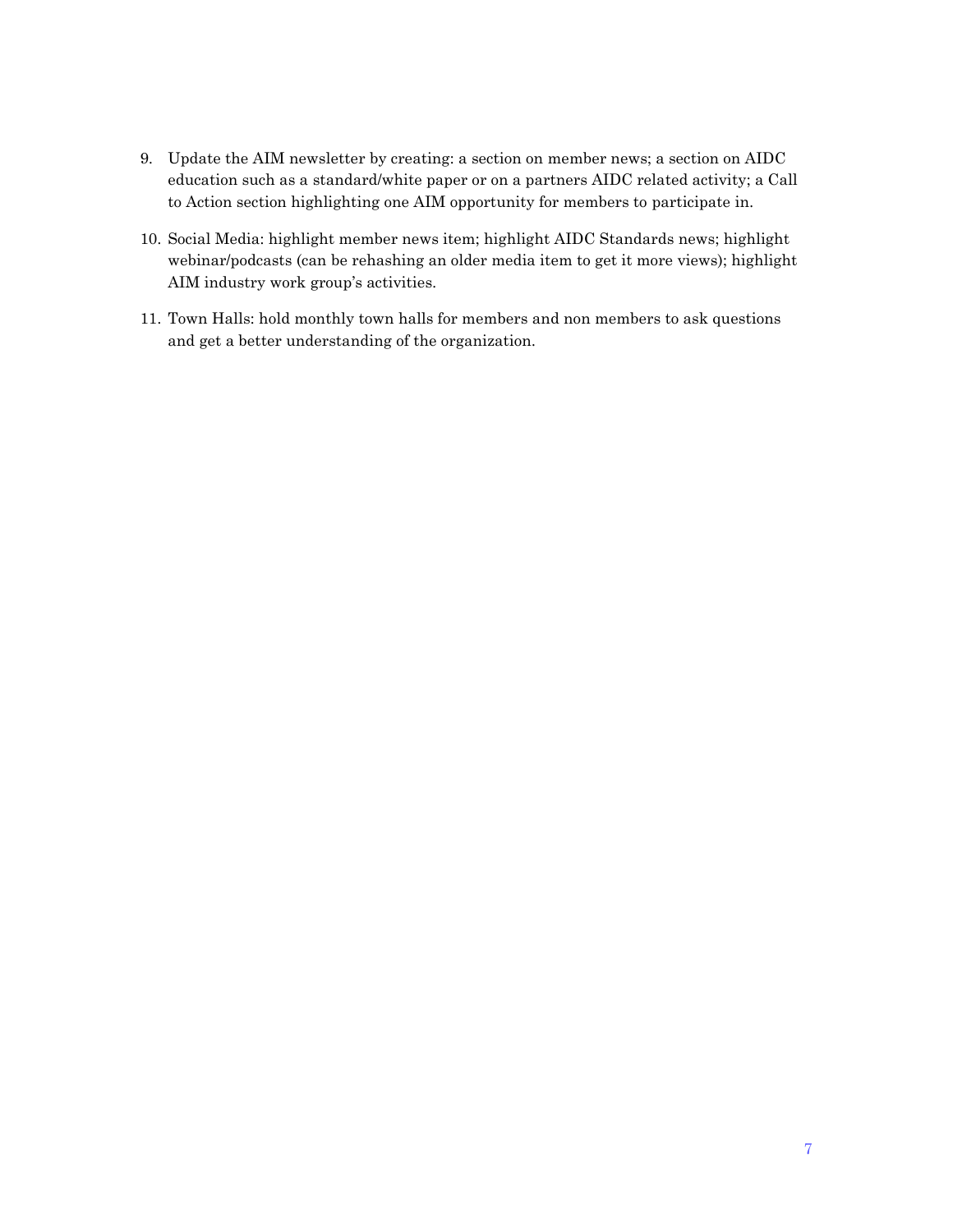9. Update the AIM newsletter by creating: a section on member news; a section on AIDC education such as a standard/white paper or on a partners AIDC related activity; a Call to Action section highlighting one AIM opportunity for members to participate in.

10. Social Media: highlight member news item; highlight AIDC Standards news; highlight webinar/podcasts (can be rehashing an older media item to get it more views); highlight AIM industry work group's activities.

11. Town Halls: hold monthly town halls for members and non members to ask questions and get a better understanding of the organization.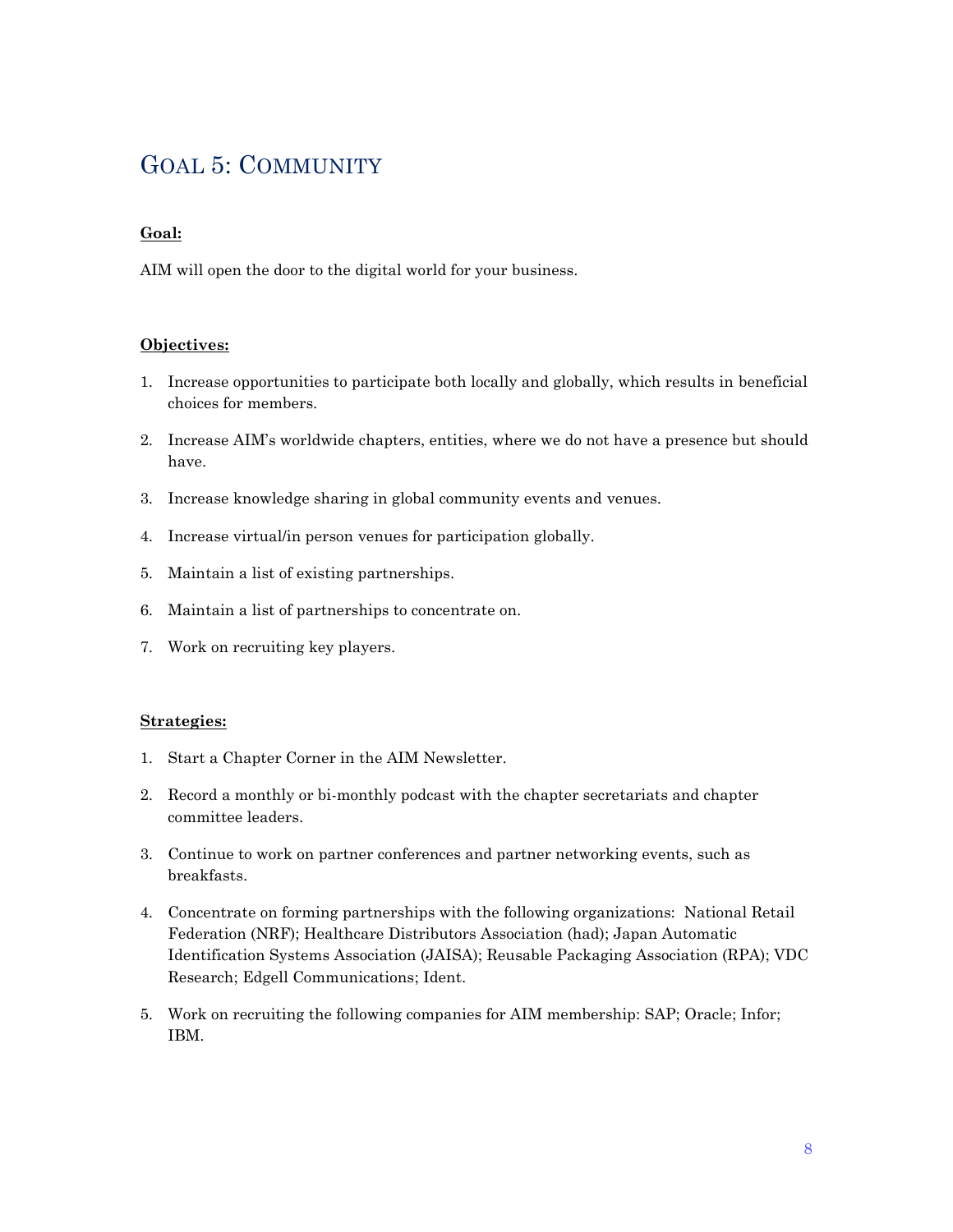## Goal 5: Community

**Goal:**

AIM will open the door to the digital world for your business.

**Objectives:**

1. Increase opportunities to participate both locally and globally, which results in beneficial choices for members.
2. Increase AIM's worldwide chapters, entities, where we do not have a presence but should have.
3. Increase knowledge sharing in global community events and venues.
4. Increase virtual/in person venues for participation globally.
5. Maintain a list of existing partnerships.
6. Maintain a list of partnerships to concentrate on.
7. Work on recruiting key players.

**Strategies:**

1. Start a Chapter Corner in the AIM Newsletter.
2. Record a monthly or bi-monthly podcast with the chapter secretariats and chapter committee leaders.
3. Continue to work on partner conferences and partner networking events, such as breakfasts.
4. Concentrate on forming partnerships with the following organizations: National Retail Federation (NRF); Healthcare Distributors Association (had); Japan Automatic Identification Systems Association (JAISA); Reusable Packaging Association (RPA); VDC Research; Edgell Communications; Ident.
5. Work on recruiting the following companies for AIM membership: SAP; Oracle; Infor; IBM.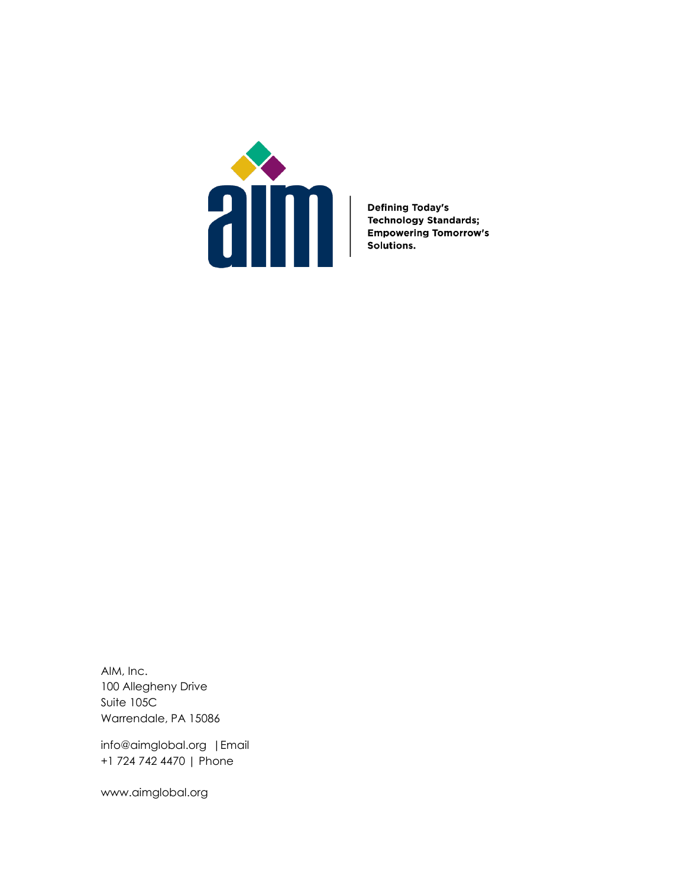aim

**Defining Today's Technology Standards; Empowering Tomorrow's Solutions.**

AIM, Inc.
100 Allegheny Drive
Suite 105C
Warrendale, PA 15086

info@aimglobal.org |Email
+1 724 742 4470 | Phone

www.aimglobal.org